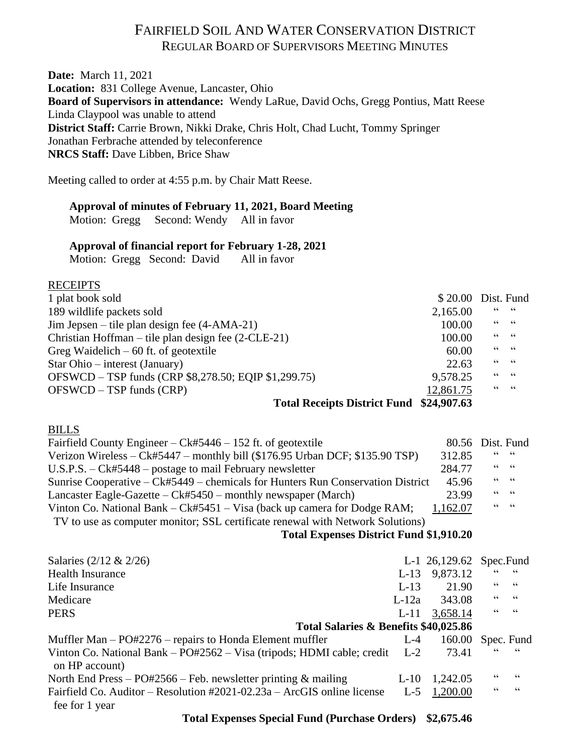# Fairfield Soil And Water Conservation District

## Regular Board of Supervisors Meeting Minutes

**Date:** March 11, 2021
**Location:** 831 College Avenue, Lancaster, Ohio
**Board of Supervisors in attendance:** Wendy LaRue, David Ochs, Gregg Pontius, Matt Reese
Linda Claypool was unable to attend
**District Staff:** Carrie Brown, Nikki Drake, Chris Holt, Chad Lucht, Tommy Springer
Jonathan Ferbrache attended by teleconference
**NRCS Staff:** Dave Libben, Brice Shaw

Meeting called to order at 4:55 p.m. by Chair Matt Reese.

**Approval of minutes of February 11, 2021, Board Meeting**
Motion: Gregg Second: Wendy All in favor

**Approval of financial report for February 1-28, 2021**
Motion: Gregg Second: David All in favor

RECEIPTS

| Item | Amount | Fund |
|---|---|---|
| 1 plat book sold | $ 20.00 | Dist. Fund |
| 189 wildlife packets sold | 2,165.00 | " " |
| Jim Jepsen – tile plan design fee (4-AMA-21) | 100.00 | " " |
| Christian Hoffman – tile plan design fee (2-CLE-21) | 100.00 | " " |
| Greg Waidelich – 60 ft. of geotextile | 60.00 | " " |
| Star Ohio – interest (January) | 22.63 | " " |
| OFSWCD – TSP funds (CRP $8,278.50; EQIP $1,299.75) | 9,578.25 | " " |
| OFSWCD – TSP funds (CRP) | 12,861.75 | " " |
| **Total Receipts District Fund** | **$24,907.63** | |

BILLS

| Item | Amount | Fund |
|---|---|---|
| Fairfield County Engineer – Ck#5446 – 152 ft. of geotextile | 80.56 | Dist. Fund |
| Verizon Wireless – Ck#5447 – monthly bill ($176.95 Urban DCF; $135.90 TSP) | 312.85 | " " |
| U.S.P.S. – Ck#5448 – postage to mail February newsletter | 284.77 | " " |
| Sunrise Cooperative – Ck#5449 – chemicals for Hunters Run Conservation District | 45.96 | " " |
| Lancaster Eagle-Gazette – Ck#5450 – monthly newspaper (March) | 23.99 | " " |
| Vinton Co. National Bank – Ck#5451 – Visa (back up camera for Dodge RAM; TV to use as computer monitor; SSL certificate renewal with Network Solutions) | 1,162.07 | " " |
| **Total Expenses District Fund** | **$1,910.20** | |

| Item | Line | Amount | Fund |
|---|---|---|---|
| Salaries (2/12 & 2/26) | L-1 | 26,129.62 | Spec.Fund |
| Health Insurance | L-13 | 9,873.12 | " " |
| Life Insurance | L-13 | 21.90 | " " |
| Medicare | L-12a | 343.08 | " " |
| PERS | L-11 | 3,658.14 | " " |
| **Total Salaries & Benefits** | | **$40,025.86** | |
| Muffler Man – PO#2276 – repairs to Honda Element muffler | L-4 | 160.00 | Spec. Fund |
| Vinton Co. National Bank – PO#2562 – Visa (tripods; HDMI cable; credit on HP account) | L-2 | 73.41 | " " |
| North End Press – PO#2566 – Feb. newsletter printing & mailing | L-10 | 1,242.05 | " " |
| Fairfield Co. Auditor – Resolution #2021-02.23a – ArcGIS online license fee for 1 year | L-5 | 1,200.00 | " " |
| **Total Expenses Special Fund (Purchase Orders)** | | **$2,675.46** | |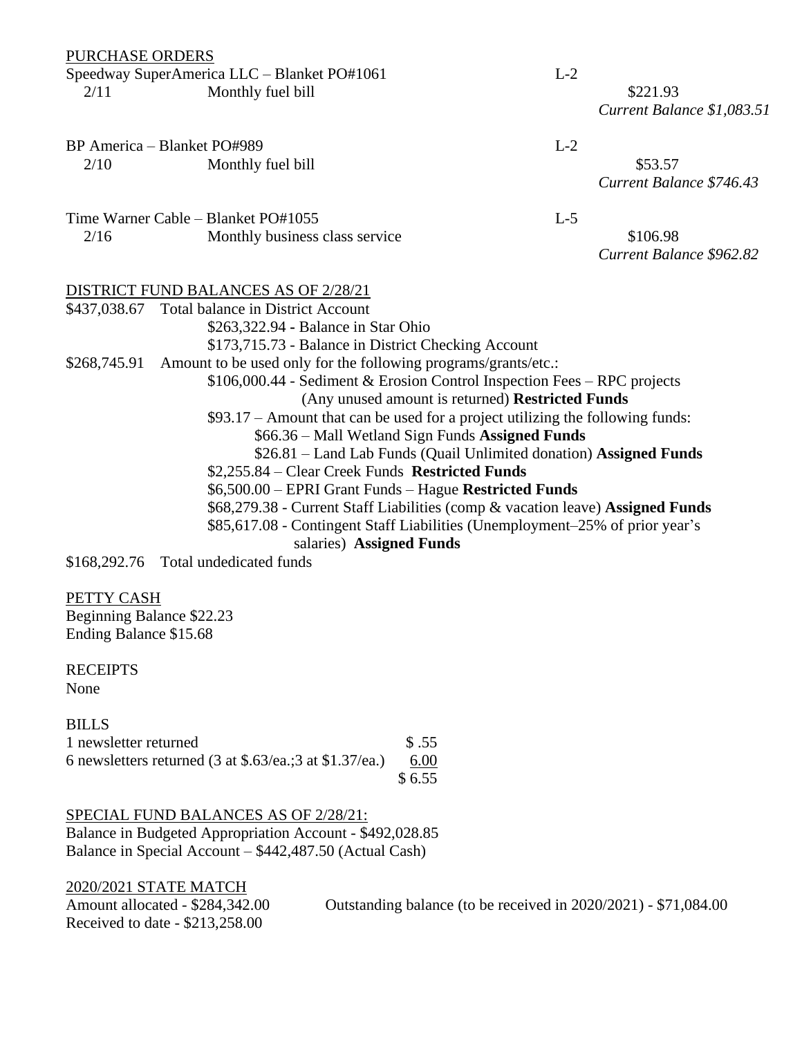PURCHASE ORDERS

Speedway SuperAmerica LLC – Blanket PO#1061 L-2

2/11 Monthly fuel bill $221.93

*Current Balance $1,083.51*

BP America – Blanket PO#989 L-2

2/10 Monthly fuel bill $53.57

*Current Balance $746.43*

Time Warner Cable – Blanket PO#1055 L-5

2/16 Monthly business class service $106.98

*Current Balance $962.82*

DISTRICT FUND BALANCES AS OF 2/28/21

$437,038.67 Total balance in District Account

- $263,322.94 - Balance in Star Ohio
- $173,715.73 - Balance in District Checking Account

$268,745.91 Amount to be used only for the following programs/grants/etc.:

- $106,000.44 - Sediment & Erosion Control Inspection Fees – RPC projects (Any unused amount is returned) **Restricted Funds**
- $93.17 – Amount that can be used for a project utilizing the following funds:
  - $66.36 – Mall Wetland Sign Funds **Assigned Funds**
  - $26.81 – Land Lab Funds (Quail Unlimited donation) **Assigned Funds**
- $2,255.84 – Clear Creek Funds **Restricted Funds**
- $6,500.00 – EPRI Grant Funds – Hague **Restricted Funds**
- $68,279.38 - Current Staff Liabilities (comp & vacation leave) **Assigned Funds**
- $85,617.08 - Contingent Staff Liabilities (Unemployment–25% of prior year's salaries) **Assigned Funds**

$168,292.76 Total undedicated funds

PETTY CASH

Beginning Balance $22.23

Ending Balance $15.68

RECEIPTS

None

BILLS

| | |
|---|---|
| 1 newsletter returned | $ .55 |
| 6 newsletters returned (3 at $.63/ea.;3 at $1.37/ea.) | 6.00 |
| | $ 6.55 |

SPECIAL FUND BALANCES AS OF 2/28/21:

Balance in Budgeted Appropriation Account - $492,028.85

Balance in Special Account – $442,487.50 (Actual Cash)

2020/2021 STATE MATCH

Amount allocated - $284,342.00

Received to date - $213,258.00

Outstanding balance (to be received in 2020/2021) - $71,084.00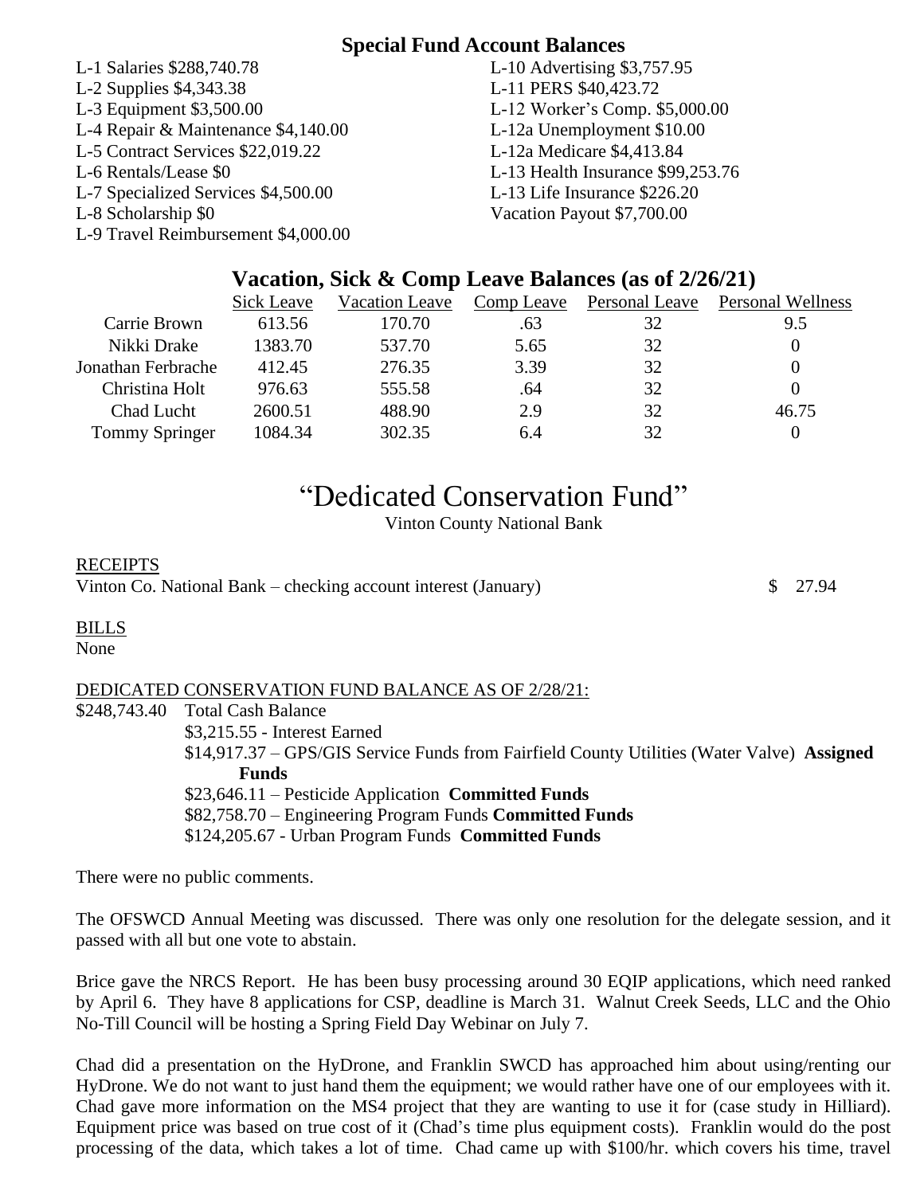## Special Fund Account Balances

L-1 Salaries $288,740.78
L-2 Supplies $4,343.38
L-3 Equipment $3,500.00
L-4 Repair & Maintenance $4,140.00
L-5 Contract Services $22,019.22
L-6 Rentals/Lease $0
L-7 Specialized Services $4,500.00
L-8 Scholarship $0
L-9 Travel Reimbursement $4,000.00
L-10 Advertising $3,757.95
L-11 PERS $40,423.72
L-12 Worker's Comp. $5,000.00
L-12a Unemployment $10.00
L-12a Medicare $4,413.84
L-13 Health Insurance $99,253.76
L-13 Life Insurance $226.20
Vacation Payout $7,700.00

## Vacation, Sick & Comp Leave Balances (as of 2/26/21)

| | Sick Leave | Vacation Leave | Comp Leave | Personal Leave | Personal Wellness |
|---|---|---|---|---|---|
| Carrie Brown | 613.56 | 170.70 | .63 | 32 | 9.5 |
| Nikki Drake | 1383.70 | 537.70 | 5.65 | 32 | 0 |
| Jonathan Ferbrache | 412.45 | 276.35 | 3.39 | 32 | 0 |
| Christina Holt | 976.63 | 555.58 | .64 | 32 | 0 |
| Chad Lucht | 2600.51 | 488.90 | 2.9 | 32 | 46.75 |
| Tommy Springer | 1084.34 | 302.35 | 6.4 | 32 | 0 |

# "Dedicated Conservation Fund"

Vinton County National Bank

RECEIPTS

Vinton Co. National Bank – checking account interest (January) $ 27.94

BILLS

None

DEDICATED CONSERVATION FUND BALANCE AS OF 2/28/21:

$248,743.40 Total Cash Balance

- $3,215.55 - Interest Earned
- $14,917.37 – GPS/GIS Service Funds from Fairfield County Utilities (Water Valve) **Assigned Funds**
- $23,646.11 – Pesticide Application **Committed Funds**
- $82,758.70 – Engineering Program Funds **Committed Funds**
- $124,205.67 - Urban Program Funds **Committed Funds**

There were no public comments.

The OFSWCD Annual Meeting was discussed. There was only one resolution for the delegate session, and it passed with all but one vote to abstain.

Brice gave the NRCS Report. He has been busy processing around 30 EQIP applications, which need ranked by April 6. They have 8 applications for CSP, deadline is March 31. Walnut Creek Seeds, LLC and the Ohio No-Till Council will be hosting a Spring Field Day Webinar on July 7.

Chad did a presentation on the HyDrone, and Franklin SWCD has approached him about using/renting our HyDrone. We do not want to just hand them the equipment; we would rather have one of our employees with it. Chad gave more information on the MS4 project that they are wanting to use it for (case study in Hilliard). Equipment price was based on true cost of it (Chad's time plus equipment costs). Franklin would do the post processing of the data, which takes a lot of time. Chad came up with $100/hr. which covers his time, travel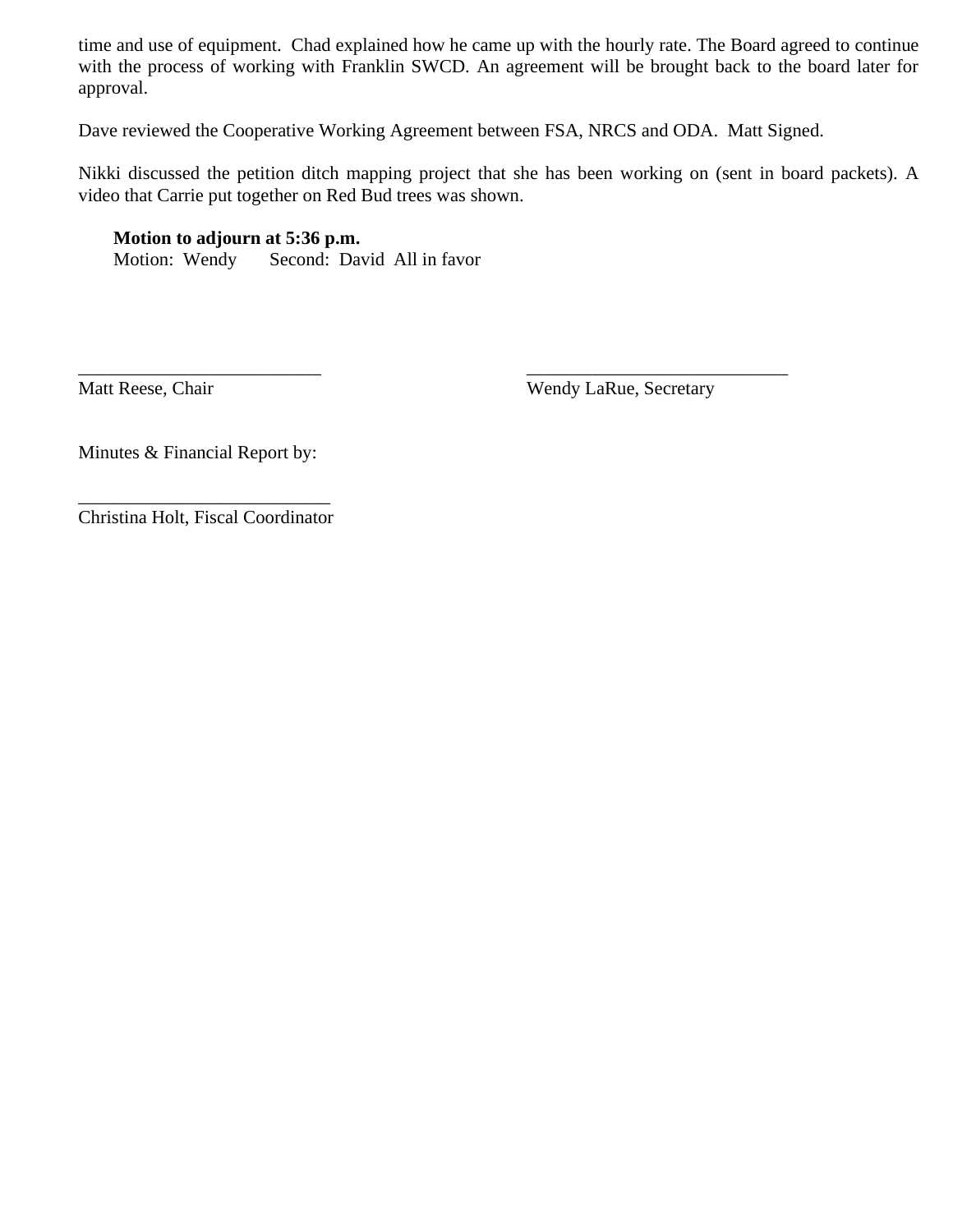time and use of equipment. Chad explained how he came up with the hourly rate. The Board agreed to continue with the process of working with Franklin SWCD. An agreement will be brought back to the board later for approval.

Dave reviewed the Cooperative Working Agreement between FSA, NRCS and ODA. Matt Signed.

Nikki discussed the petition ditch mapping project that she has been working on (sent in board packets). A video that Carrie put together on Red Bud trees was shown.

**Motion to adjourn at 5:36 p.m.**
Motion: Wendy Second: David All in favor

___________________________
Matt Reese, Chair

_____________________________
Wendy LaRue, Secretary

Minutes & Financial Report by:

___________________________
Christina Holt, Fiscal Coordinator